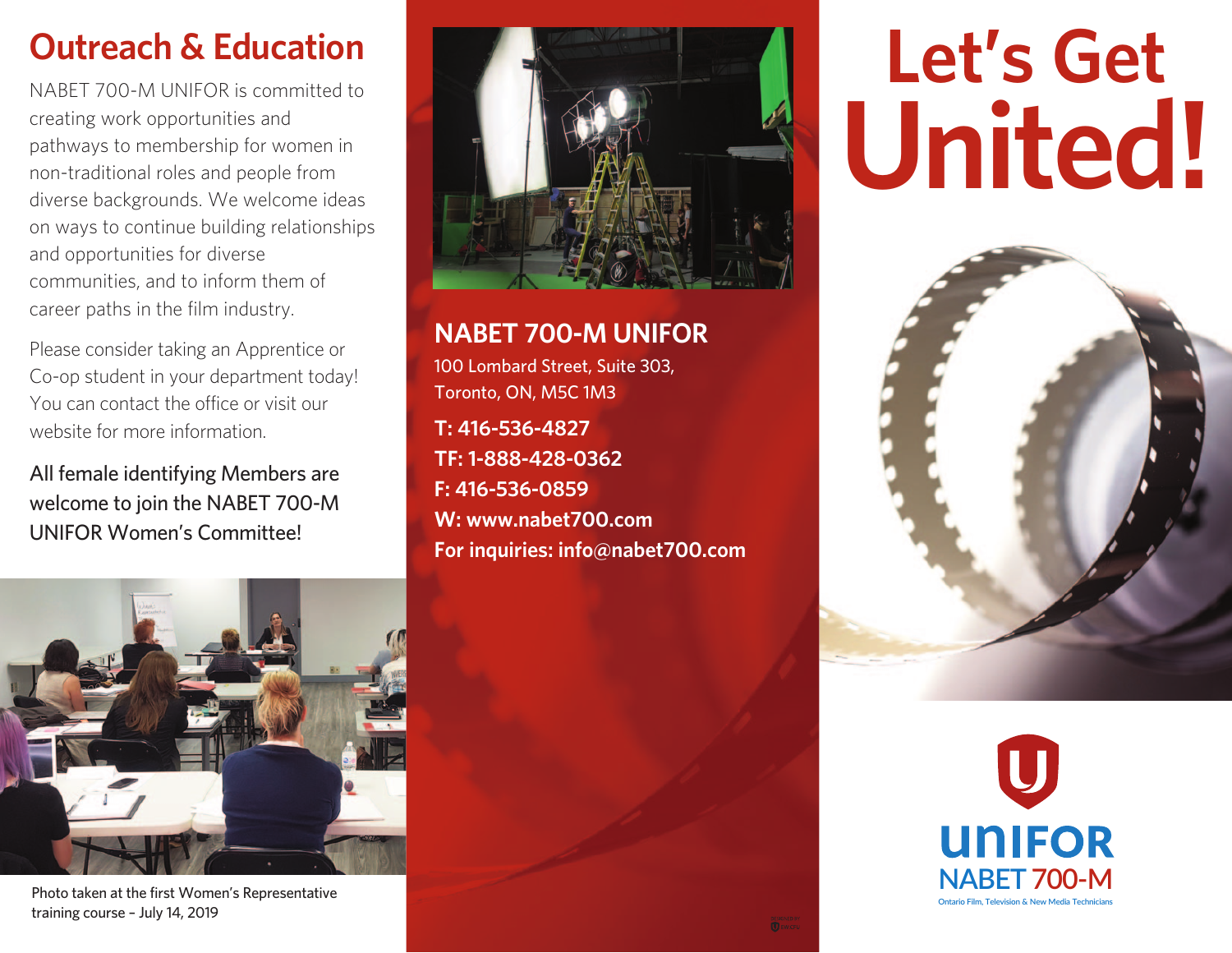## Outreach & Education

NABET 700-M UNIFOR is committed to creating work opportunities and pathways to membership for women in non-traditional roles and people from diverse backgrounds. We welcome ideas on ways to continue building relationships and opportunities for diverse communities, and to inform them of career paths in the film industry.

Please consider taking an Apprentice or Co-op student in your department today! You can contact the office or visit our website for more information.

All female identifying Members are welcome to join the NABET 700-M UNIFOR Women's Committee!

Photo taken at the first Women's Representative training course – July 14, 2019

## NABET 700-M UNIFOR

100 Lombard Street, Suite 303,
Toronto, ON, M5C 1M3

**T: 416-536-4827**
**TF: 1-888-428-0362**
**F: 416-536-0859**
**W: www.nabet700.com**
**For inquiries: info@nabet700.com**

# Let's Get United!

UNIFOR
NABET 700-M
Ontario Film, Television & New Media Technicians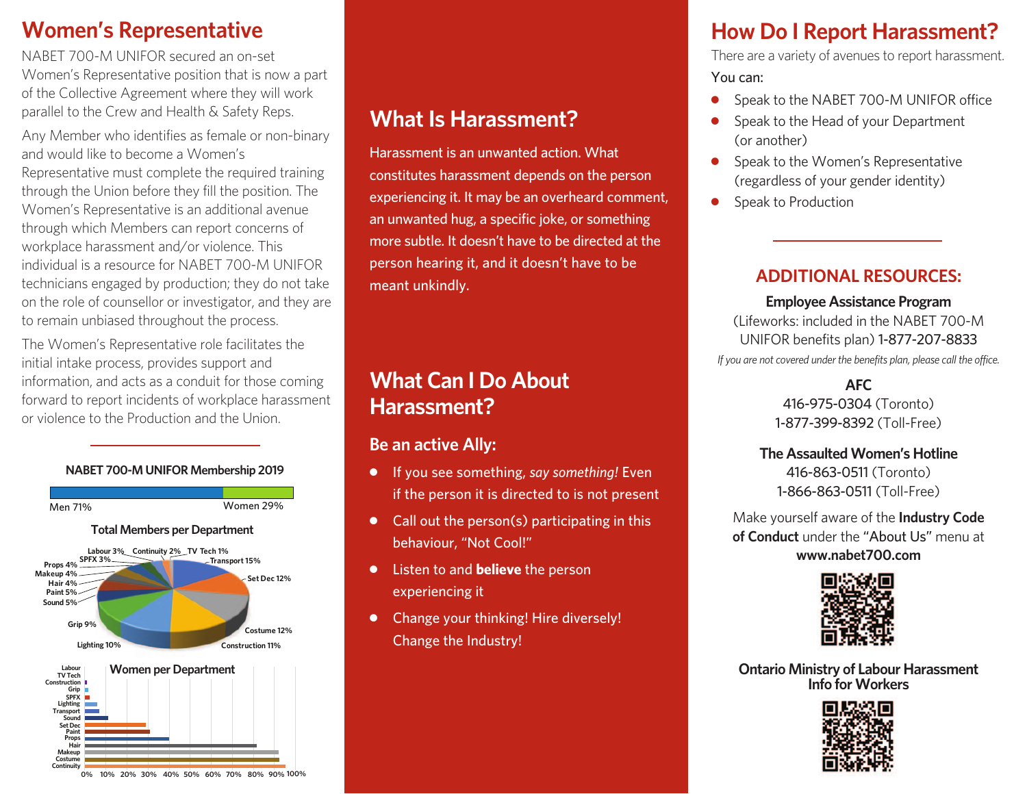## Women's Representative

NABET 700-M UNIFOR secured an on-set Women's Representative position that is now a part of the Collective Agreement where they will work parallel to the Crew and Health & Safety Reps.

Any Member who identifies as female or non-binary and would like to become a Women's Representative must complete the required training through the Union before they fill the position. The Women's Representative is an additional avenue through which Members can report concerns of workplace harassment and/or violence. This individual is a resource for NABET 700-M UNIFOR technicians engaged by production; they do not take on the role of counsellor or investigator, and they are to remain unbiased throughout the process.

The Women's Representative role facilitates the initial intake process, provides support and information, and acts as a conduit for those coming forward to report incidents of workplace harassment or violence to the Production and the Union.

**NABET 700-M UNIFOR Membership 2019**

Men 71%
Women 29%

**Total Members per Department**

Labour 3%
Continuity 2%
TV Tech 1%
SPFX 3%
Transport 15%
Props 4%
Makeup 4%
Set Dec 12%
Hair 4%
Paint 5%
Sound 5%
Grip 9%
Costume 12%
Lighting 10%
Construction 11%

**Women per Department**

Labour
TV Tech
Construction
Grip
SPFX
Lighting
Transport
Sound
Set Dec
Paint
Props
Hair
Makeup
Costume
Continuity

0% 10% 20% 30% 40% 50% 60% 70% 80% 90% 100%

## What Is Harassment?

Harassment is an unwanted action. What constitutes harassment depends on the person experiencing it. It may be an overheard comment, an unwanted hug, a specific joke, or something more subtle. It doesn't have to be directed at the person hearing it, and it doesn't have to be meant unkindly.

## What Can I Do About Harassment?

### Be an active Ally:

- If you see something, *say something!* Even if the person it is directed to is not present
- Call out the person(s) participating in this behaviour, "Not Cool!"
- Listen to and **believe** the person experiencing it
- Change your thinking! Hire diversely! Change the Industry!

## How Do I Report Harassment?

There are a variety of avenues to report harassment.

You can:

- Speak to the NABET 700-M UNIFOR office
- Speak to the Head of your Department (or another)
- Speak to the Women's Representative (regardless of your gender identity)
- Speak to Production

### ADDITIONAL RESOURCES:

**Employee Assistance Program**
(Lifeworks: included in the NABET 700-M UNIFOR benefits plan) 1-877-207-8833

*If you are not covered under the benefits plan, please call the office.*

**AFC**
416-975-0304 (Toronto)
1-877-399-8392 (Toll-Free)

**The Assaulted Women's Hotline**
416-863-0511 (Toronto)
1-866-863-0511 (Toll-Free)

Make yourself aware of the **Industry Code of Conduct** under the "About Us" menu at **www.nabet700.com**

**Ontario Ministry of Labour Harassment Info for Workers**